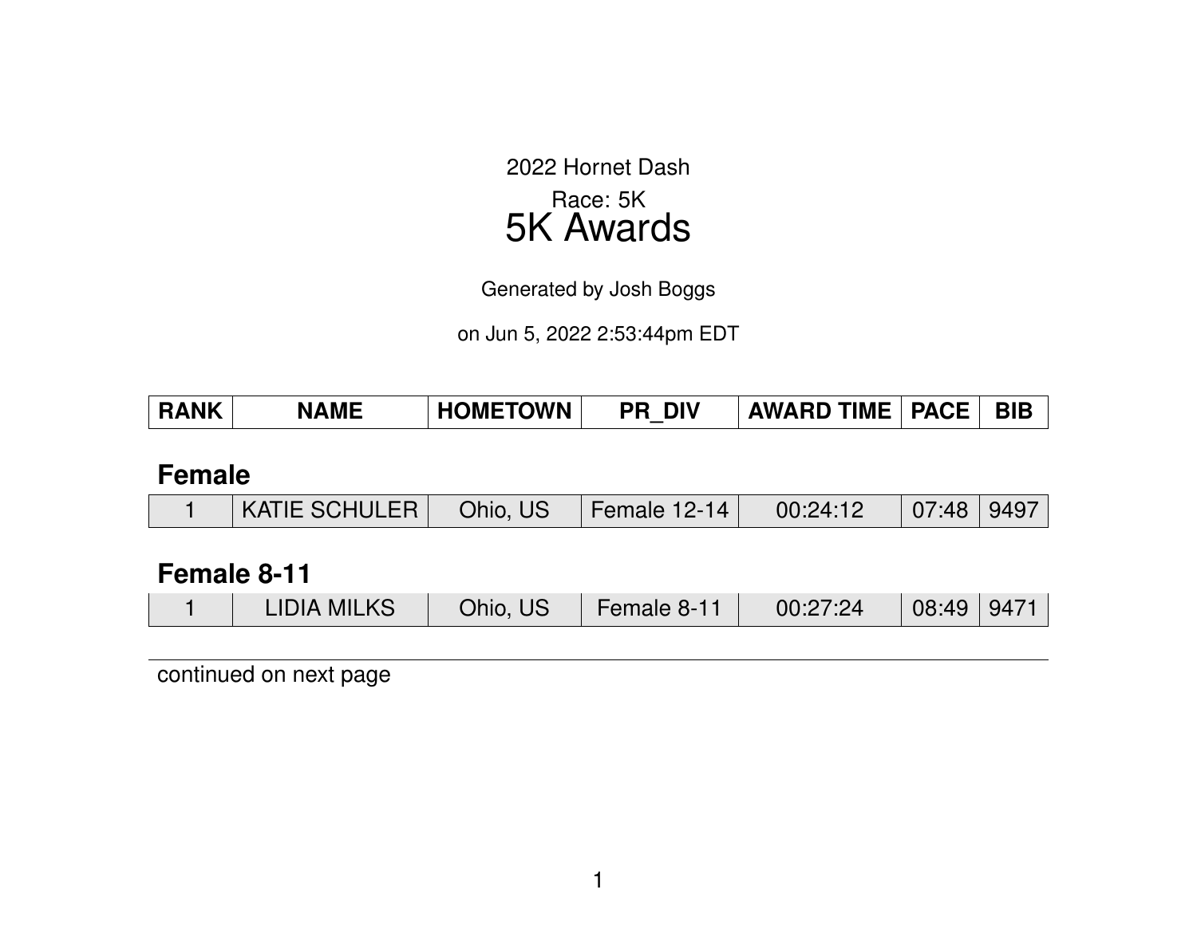2022 Hornet Dash

Race: 5K

# 5K Awards

Generated by Josh Boggs

on Jun 5, 2022 2:53:44pm EDT

| RANK | NAME | HOMETOWN | PR_DIV | AWARD TIME | PACE | BIB |
|---|---|---|---|---|---|---|

## Female

| RANK | NAME | HOMETOWN | PR_DIV | AWARD TIME | PACE | BIB |
|---|---|---|---|---|---|---|
| 1 | KATIE SCHULER | Ohio, US | Female 12-14 | 00:24:12 | 07:48 | 9497 |

## Female 8-11

| RANK | NAME | HOMETOWN | PR_DIV | AWARD TIME | PACE | BIB |
|---|---|---|---|---|---|---|
| 1 | LIDIA MILKS | Ohio, US | Female 8-11 | 00:27:24 | 08:49 | 9471 |

continued on next page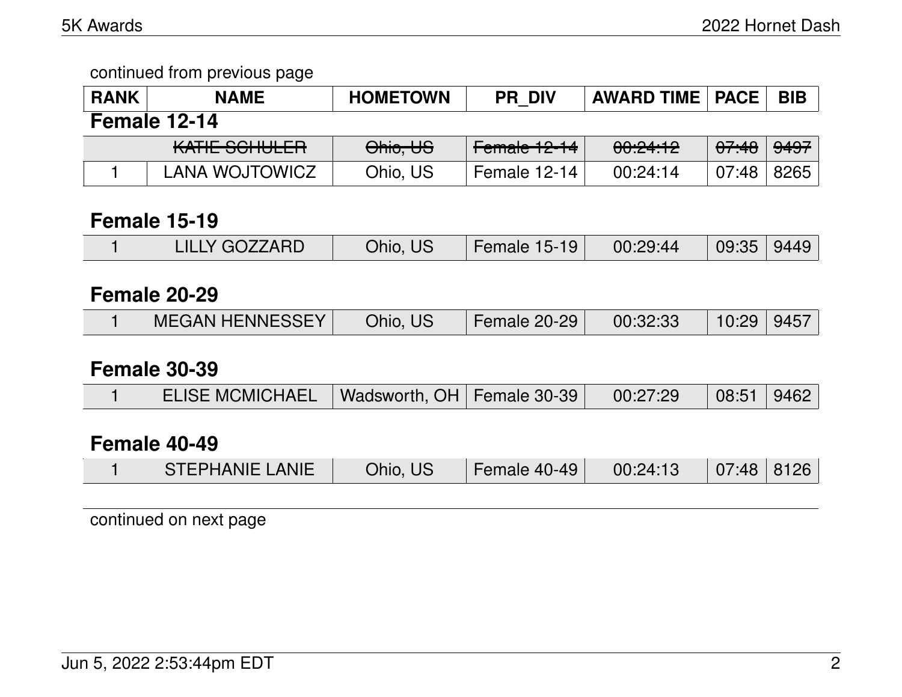continued from previous page

| RANK | NAME | HOMETOWN | PR_DIV | AWARD TIME | PACE | BIB |
|---|---|---|---|---|---|---|

### Female 12-14

| RANK | NAME | HOMETOWN | PR_DIV | AWARD TIME | PACE | BIB |
|---|---|---|---|---|---|---|
| | ~~KATIE SCHULER~~ | ~~Ohio, US~~ | ~~Female 12-14~~ | ~~00:24:12~~ | ~~07:48~~ | ~~9497~~ |
| 1 | LANA WOJTOWICZ | Ohio, US | Female 12-14 | 00:24:14 | 07:48 | 8265 |

### Female 15-19

| RANK | NAME | HOMETOWN | PR_DIV | AWARD TIME | PACE | BIB |
|---|---|---|---|---|---|---|
| 1 | LILLY GOZZARD | Ohio, US | Female 15-19 | 00:29:44 | 09:35 | 9449 |

### Female 20-29

| RANK | NAME | HOMETOWN | PR_DIV | AWARD TIME | PACE | BIB |
|---|---|---|---|---|---|---|
| 1 | MEGAN HENNESSEY | Ohio, US | Female 20-29 | 00:32:33 | 10:29 | 9457 |

### Female 30-39

| RANK | NAME | HOMETOWN | PR_DIV | AWARD TIME | PACE | BIB |
|---|---|---|---|---|---|---|
| 1 | ELISE MCMICHAEL | Wadsworth, OH | Female 30-39 | 00:27:29 | 08:51 | 9462 |

### Female 40-49

| RANK | NAME | HOMETOWN | PR_DIV | AWARD TIME | PACE | BIB |
|---|---|---|---|---|---|---|
| 1 | STEPHANIE LANIE | Ohio, US | Female 40-49 | 00:24:13 | 07:48 | 8126 |

continued on next page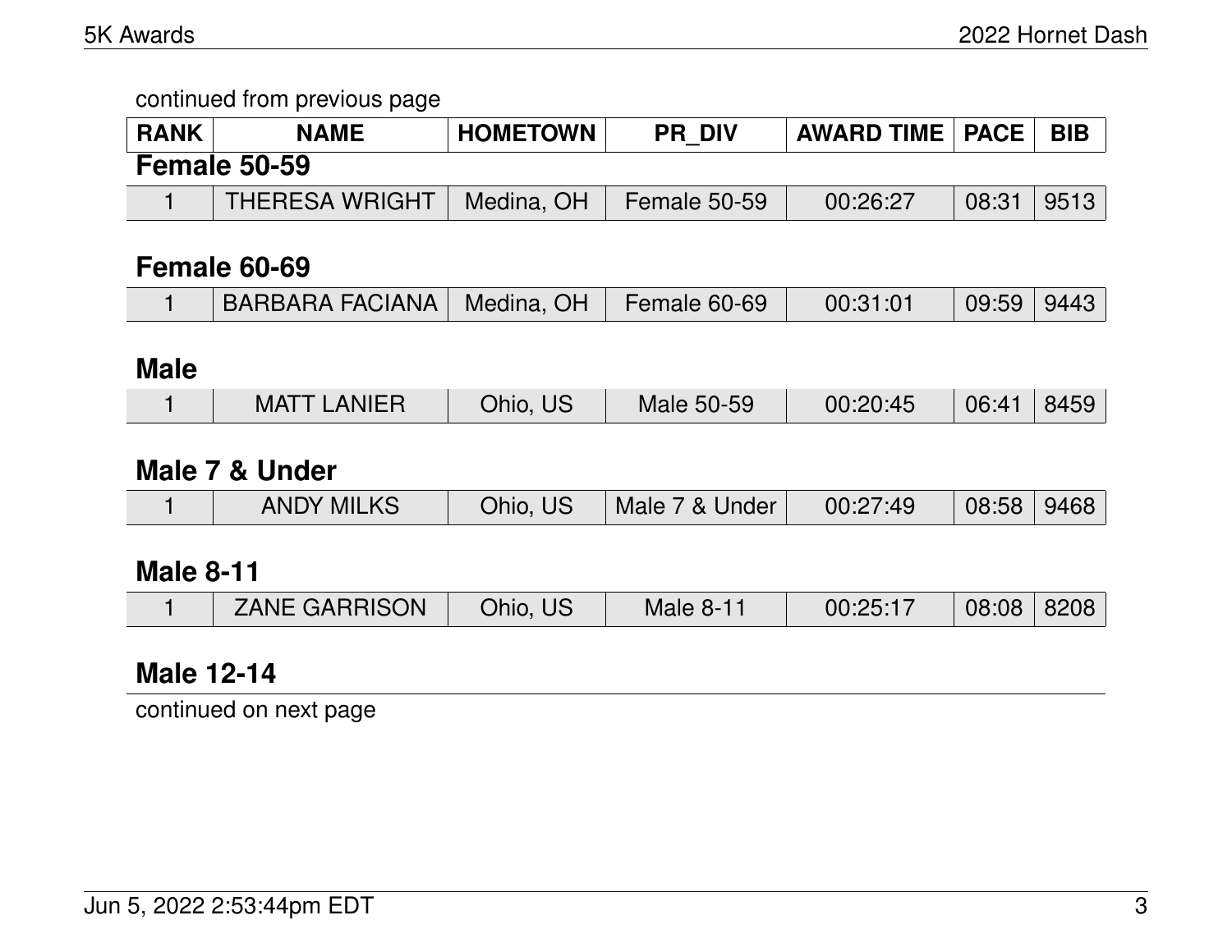continued from previous page

| RANK | NAME | HOMETOWN | PR_DIV | AWARD TIME | PACE | BIB |
|---|---|---|---|---|---|---|

### Female 50-59

| RANK | NAME | HOMETOWN | PR_DIV | AWARD TIME | PACE | BIB |
|---|---|---|---|---|---|---|
| 1 | THERESA WRIGHT | Medina, OH | Female 50-59 | 00:26:27 | 08:31 | 9513 |

### Female 60-69

| RANK | NAME | HOMETOWN | PR_DIV | AWARD TIME | PACE | BIB |
|---|---|---|---|---|---|---|
| 1 | BARBARA FACIANA | Medina, OH | Female 60-69 | 00:31:01 | 09:59 | 9443 |

### Male

| RANK | NAME | HOMETOWN | PR_DIV | AWARD TIME | PACE | BIB |
|---|---|---|---|---|---|---|
| 1 | MATT LANIER | Ohio, US | Male 50-59 | 00:20:45 | 06:41 | 8459 |

### Male 7 & Under

| RANK | NAME | HOMETOWN | PR_DIV | AWARD TIME | PACE | BIB |
|---|---|---|---|---|---|---|
| 1 | ANDY MILKS | Ohio, US | Male 7 & Under | 00:27:49 | 08:58 | 9468 |

### Male 8-11

| RANK | NAME | HOMETOWN | PR_DIV | AWARD TIME | PACE | BIB |
|---|---|---|---|---|---|---|
| 1 | ZANE GARRISON | Ohio, US | Male 8-11 | 00:25:17 | 08:08 | 8208 |

### Male 12-14

continued on next page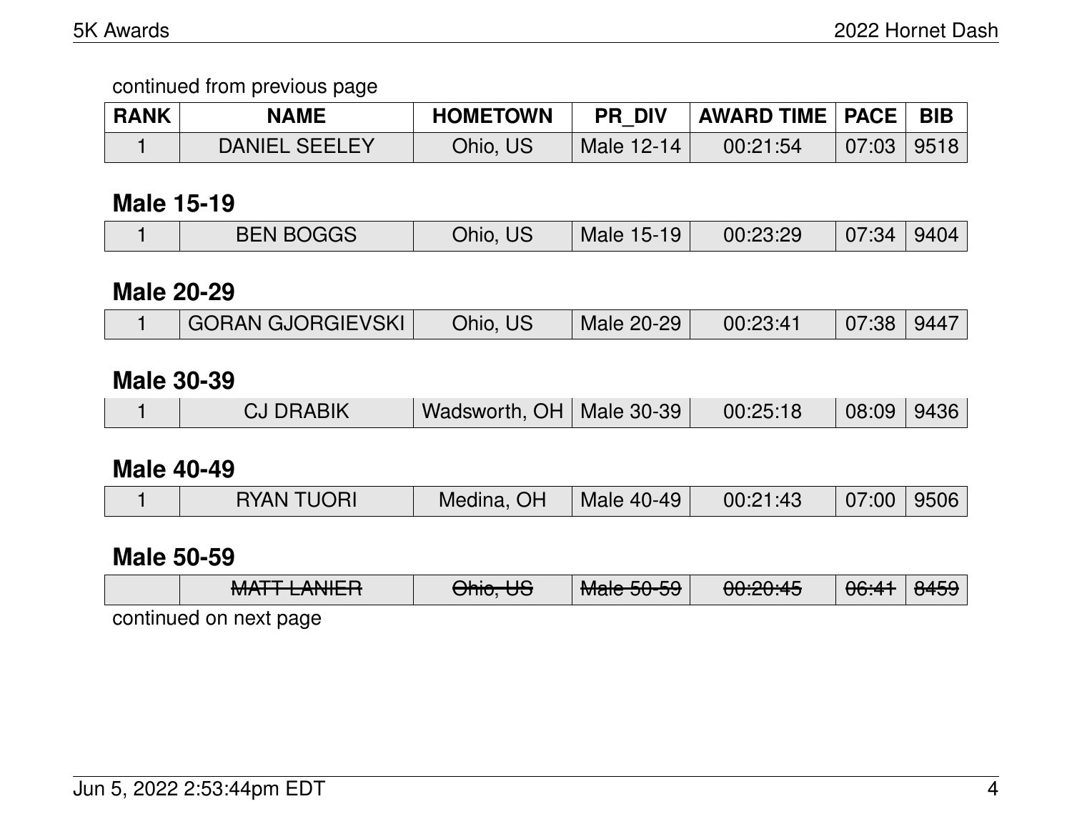continued from previous page

| RANK | NAME | HOMETOWN | PR_DIV | AWARD TIME | PACE | BIB |
|---|---|---|---|---|---|---|
| 1 | DANIEL SEELEY | Ohio, US | Male 12-14 | 00:21:54 | 07:03 | 9518 |

## Male 15-19

| RANK | NAME | HOMETOWN | PR_DIV | AWARD TIME | PACE | BIB |
|---|---|---|---|---|---|---|
| 1 | BEN BOGGS | Ohio, US | Male 15-19 | 00:23:29 | 07:34 | 9404 |

## Male 20-29

| RANK | NAME | HOMETOWN | PR_DIV | AWARD TIME | PACE | BIB |
|---|---|---|---|---|---|---|
| 1 | GORAN GJORGIEVSKI | Ohio, US | Male 20-29 | 00:23:41 | 07:38 | 9447 |

## Male 30-39

| RANK | NAME | HOMETOWN | PR_DIV | AWARD TIME | PACE | BIB |
|---|---|---|---|---|---|---|
| 1 | CJ DRABIK | Wadsworth, OH | Male 30-39 | 00:25:18 | 08:09 | 9436 |

## Male 40-49

| RANK | NAME | HOMETOWN | PR_DIV | AWARD TIME | PACE | BIB |
|---|---|---|---|---|---|---|
| 1 | RYAN TUORI | Medina, OH | Male 40-49 | 00:21:43 | 07:00 | 9506 |

## Male 50-59

| RANK | NAME | HOMETOWN | PR_DIV | AWARD TIME | PACE | BIB |
|---|---|---|---|---|---|---|
| | ~~MATT LANIER~~ | ~~Ohio, US~~ | ~~Male 50-59~~ | ~~00:20:45~~ | ~~06:41~~ | ~~8459~~ |

continued on next page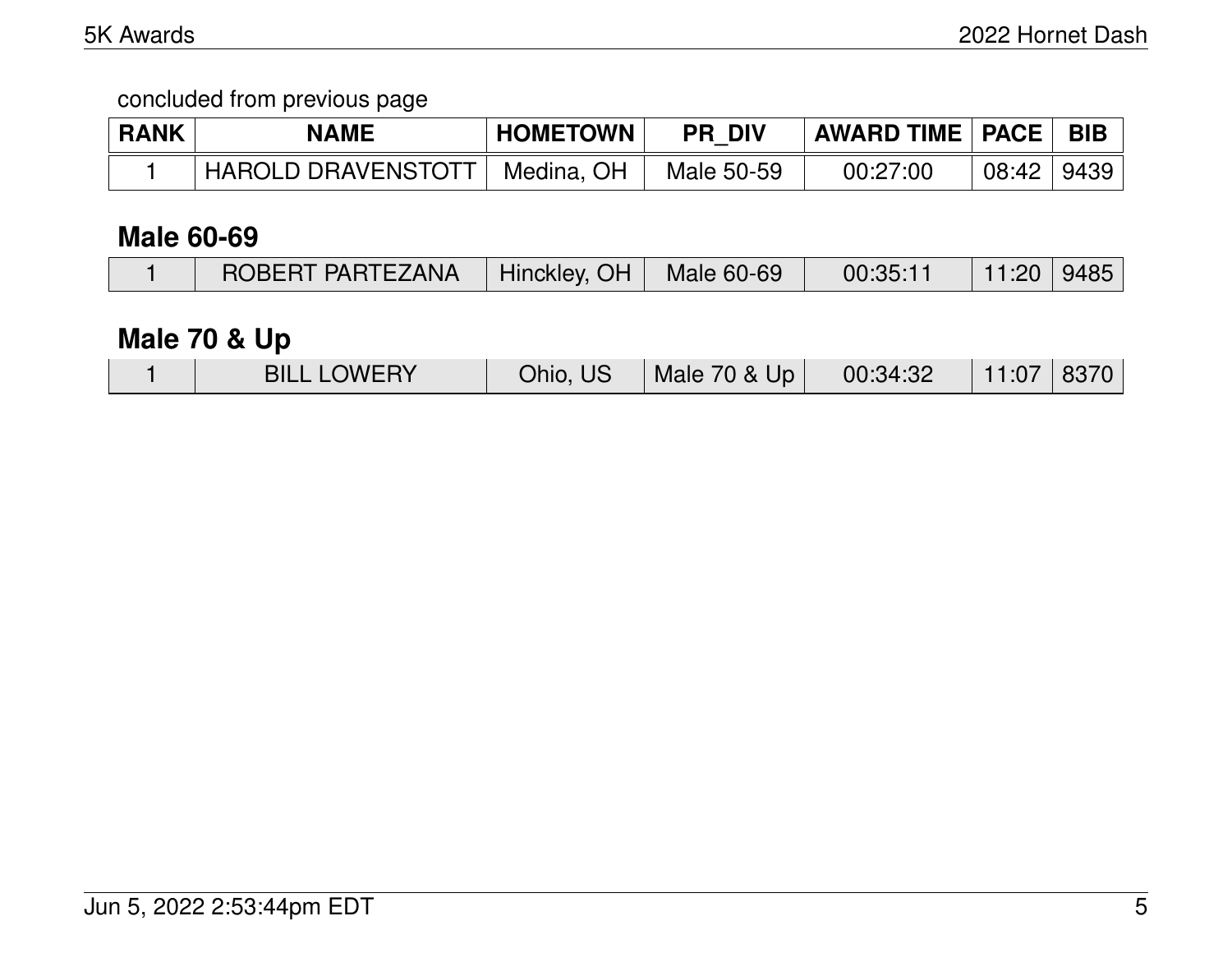concluded from previous page

| RANK | NAME | HOMETOWN | PR_DIV | AWARD TIME | PACE | BIB |
|---|---|---|---|---|---|---|
| 1 | HAROLD DRAVENSTOTT | Medina, OH | Male 50-59 | 00:27:00 | 08:42 | 9439 |

## Male 60-69

| | | | | | | |
|---|---|---|---|---|---|---|
| 1 | ROBERT PARTEZANA | Hinckley, OH | Male 60-69 | 00:35:11 | 11:20 | 9485 |

## Male 70 & Up

| | | | | | | |
|---|---|---|---|---|---|---|
| 1 | BILL LOWERY | Ohio, US | Male 70 & Up | 00:34:32 | 11:07 | 8370 |

Jun 5, 2022 2:53:44pm EDT